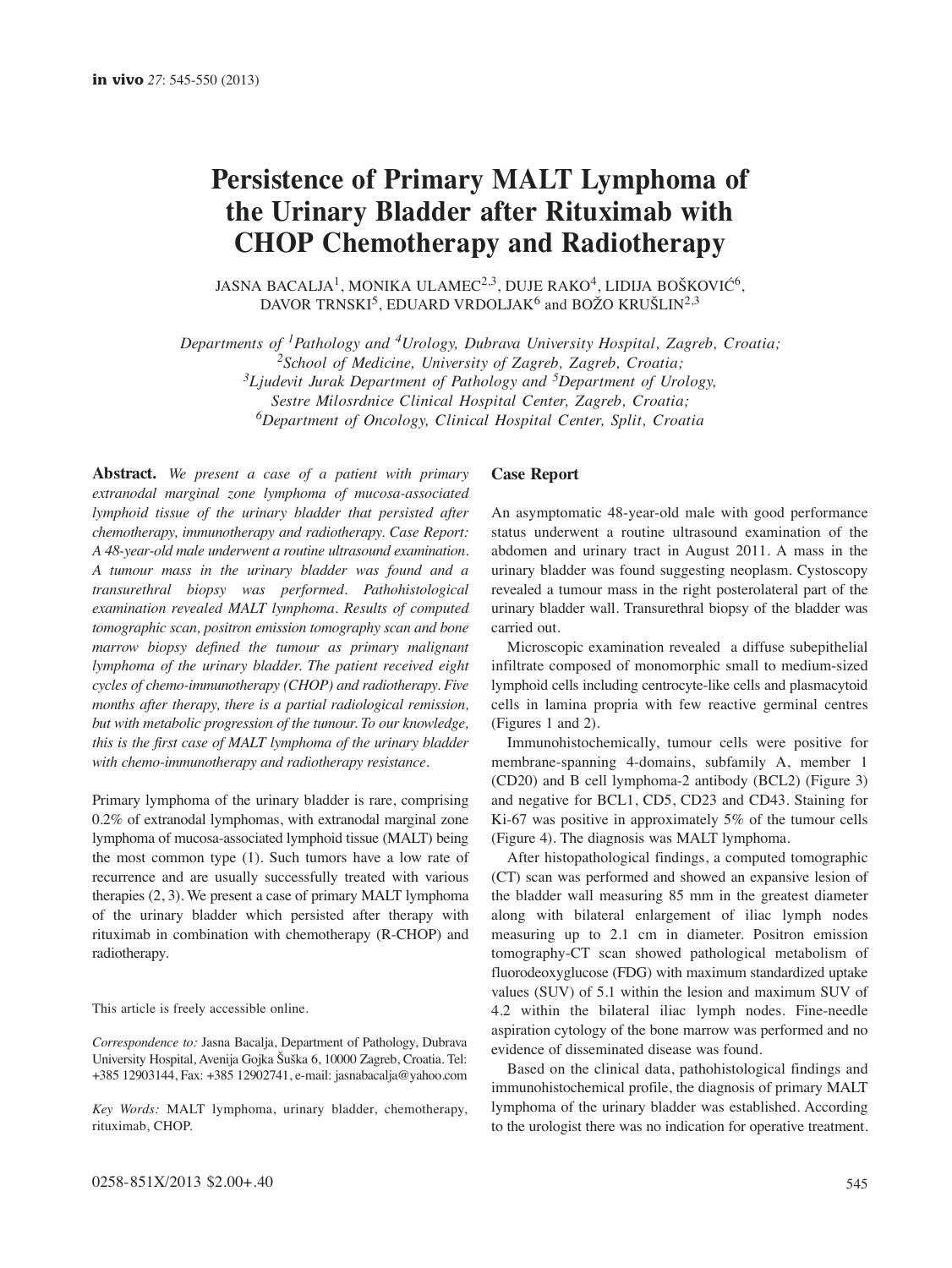# Persistence of Primary MALT Lymphoma of the Urinary Bladder after Rituximab with CHOP Chemotherapy and Radiotherapy

JASNA BACALJA[1], MONIKA ULAMEC[2,3], DUJE RAKO[4], LIDIJA BOŠKOVIĆ[6], DAVOR TRNSKI[5], EDUARD VRDOLJAK[6] and BOŽO KRUŠLIN[2,3]

*Departments of [1]Pathology and [4]Urology, Dubrava University Hospital, Zagreb, Croatia;*
*[2]School of Medicine, University of Zagreb, Zagreb, Croatia;*
*[3]Ljudevit Jurak Department of Pathology and [5]Department of Urology, Sestre Milosrdnice Clinical Hospital Center, Zagreb, Croatia;*
*[6]Department of Oncology, Clinical Hospital Center, Split, Croatia*

**Abstract.** *We present a case of a patient with primary extranodal marginal zone lymphoma of mucosa-associated lymphoid tissue of the urinary bladder that persisted after chemotherapy, immunotherapy and radiotherapy. Case Report: A 48-year-old male underwent a routine ultrasound examination. A tumour mass in the urinary bladder was found and a transurethral biopsy was performed. Pathohistological examination revealed MALT lymphoma. Results of computed tomographic scan, positron emission tomography scan and bone marrow biopsy defined the tumour as primary malignant lymphoma of the urinary bladder. The patient received eight cycles of chemo-immunotherapy (CHOP) and radiotherapy. Five months after therapy, there is a partial radiological remission, but with metabolic progression of the tumour. To our knowledge, this is the first case of MALT lymphoma of the urinary bladder with chemo-immunotherapy and radiotherapy resistance.*

Primary lymphoma of the urinary bladder is rare, comprising 0.2% of extranodal lymphomas, with extranodal marginal zone lymphoma of mucosa-associated lymphoid tissue (MALT) being the most common type (1). Such tumors have a low rate of recurrence and are usually successfully treated with various therapies (2, 3). We present a case of primary MALT lymphoma of the urinary bladder which persisted after therapy with rituximab in combination with chemotherapy (R-CHOP) and radiotherapy.

This article is freely accessible online.

*Correspondence to:* Jasna Bacalja, Department of Pathology, Dubrava University Hospital, Avenija Gojka Šuška 6, 10000 Zagreb, Croatia. Tel: +385 12903144, Fax: +385 12902741, e-mail: jasnabacalja@yahoo.com

*Key Words:* MALT lymphoma, urinary bladder, chemotherapy, rituximab, CHOP.

## Case Report

An asymptomatic 48-year-old male with good performance status underwent a routine ultrasound examination of the abdomen and urinary tract in August 2011. A mass in the urinary bladder was found suggesting neoplasm. Cystoscopy revealed a tumour mass in the right posterolateral part of the urinary bladder wall. Transurethral biopsy of the bladder was carried out.

Microscopic examination revealed a diffuse subepithelial infiltrate composed of monomorphic small to medium-sized lymphoid cells including centrocyte-like cells and plasmacytoid cells in lamina propria with few reactive germinal centres (Figures 1 and 2).

Immunohistochemically, tumour cells were positive for membrane-spanning 4-domains, subfamily A, member 1 (CD20) and B cell lymphoma-2 antibody (BCL2) (Figure 3) and negative for BCL1, CD5, CD23 and CD43. Staining for Ki-67 was positive in approximately 5% of the tumour cells (Figure 4). The diagnosis was MALT lymphoma.

After histopathological findings, a computed tomographic (CT) scan was performed and showed an expansive lesion of the bladder wall measuring 85 mm in the greatest diameter along with bilateral enlargement of iliac lymph nodes measuring up to 2.1 cm in diameter. Positron emission tomography-CT scan showed pathological metabolism of fluorodeoxyglucose (FDG) with maximum standardized uptake values (SUV) of 5.1 within the lesion and maximum SUV of 4.2 within the bilateral iliac lymph nodes. Fine-needle aspiration cytology of the bone marrow was performed and no evidence of disseminated disease was found.

Based on the clinical data, pathohistological findings and immunohistochemical profile, the diagnosis of primary MALT lymphoma of the urinary bladder was established. According to the urologist there was no indication for operative treatment.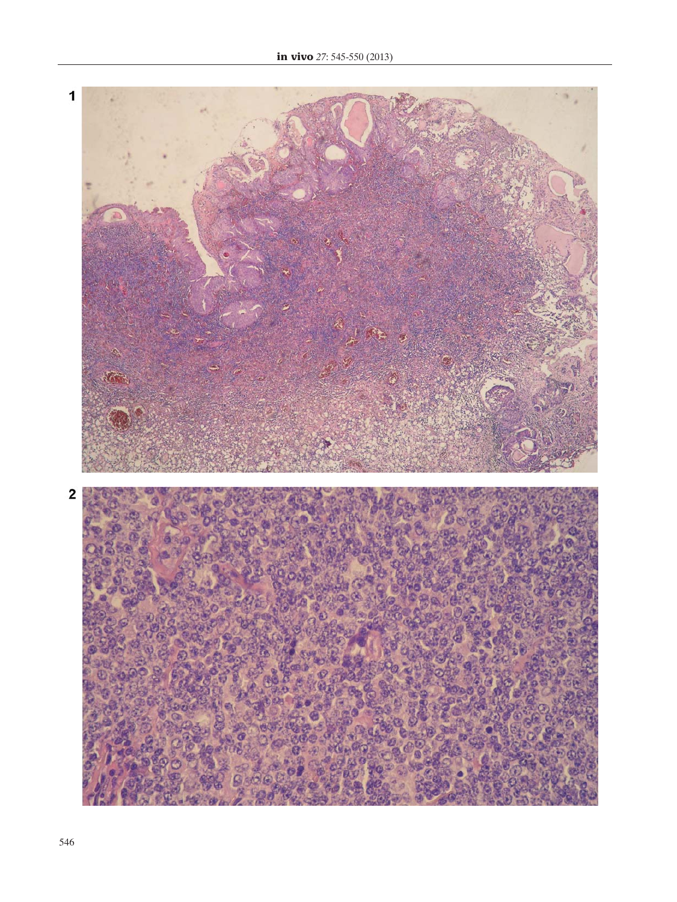1

2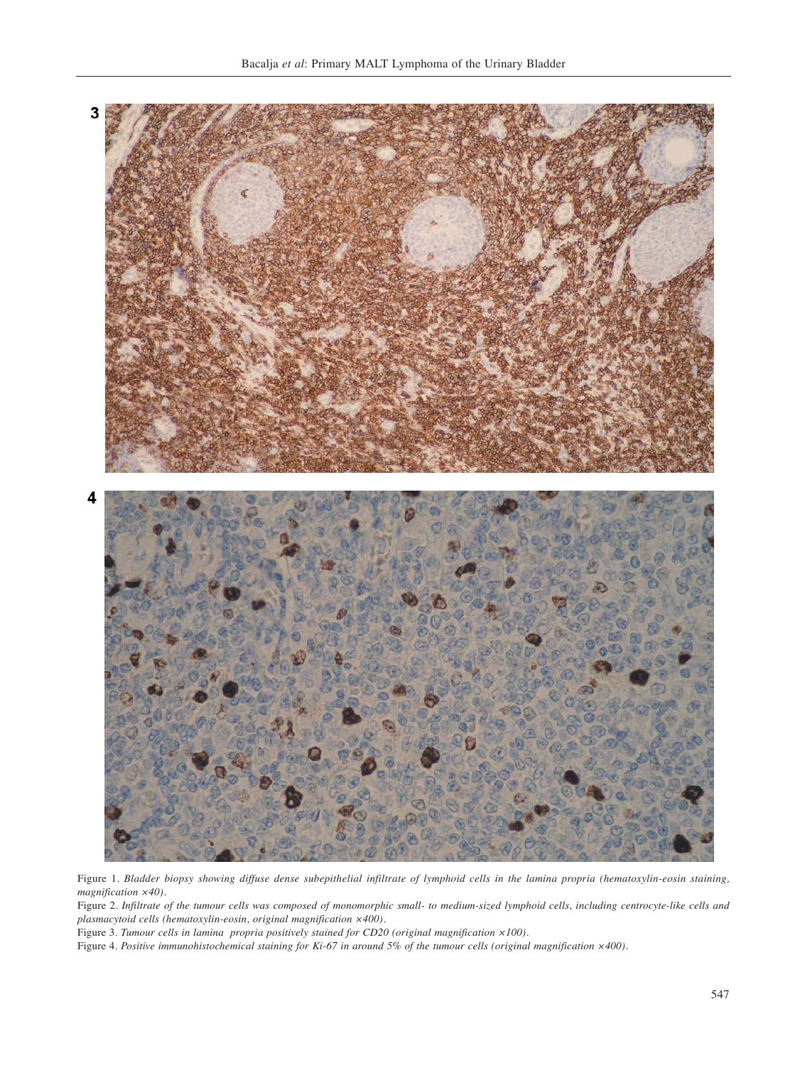Figure 1. *Bladder biopsy showing diffuse dense subepithelial infiltrate of lymphoid cells in the lamina propria (hematoxylin-eosin staining, magnification ×40).*

Figure 2. *Infiltrate of the tumour cells was composed of monomorphic small- to medium-sized lymphoid cells, including centrocyte-like cells and plasmacytoid cells (hematoxylin-eosin, original magnification ×400).*

Figure 3. *Tumour cells in lamina propria positively stained for CD20 (original magnification ×100).*

Figure 4. *Positive immunohistochemical staining for Ki-67 in around 5% of the tumour cells (original magnification ×400).*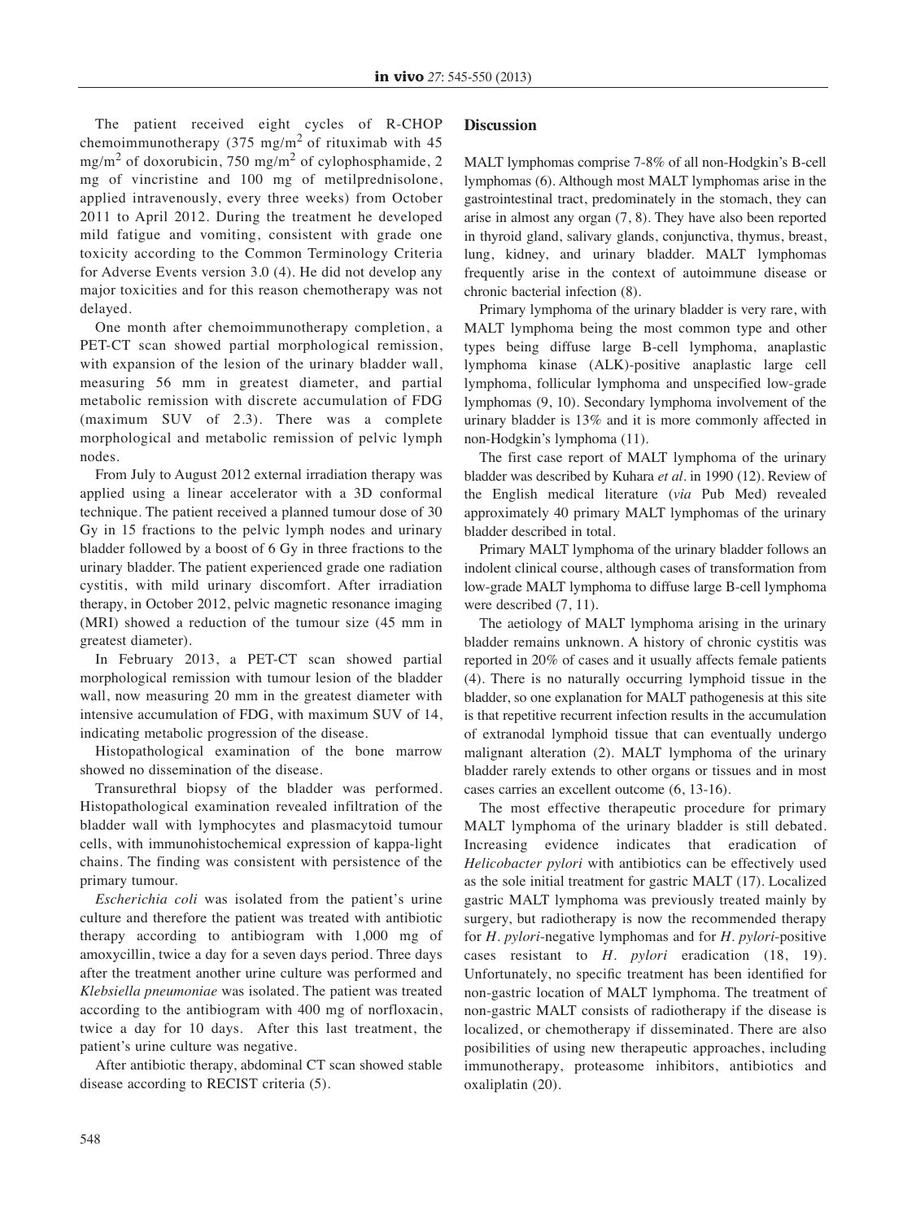The patient received eight cycles of R-CHOP chemoimmunotherapy (375 mg/m$^2$ of rituximab with 45 mg/m$^2$ of doxorubicin, 750 mg/m$^2$ of cylophosphamide, 2 mg of vincristine and 100 mg of metilprednisolone, applied intravenously, every three weeks) from October 2011 to April 2012. During the treatment he developed mild fatigue and vomiting, consistent with grade one toxicity according to the Common Terminology Criteria for Adverse Events version 3.0 (4). He did not develop any major toxicities and for this reason chemotherapy was not delayed.

One month after chemoimmunotherapy completion, a PET-CT scan showed partial morphological remission, with expansion of the lesion of the urinary bladder wall, measuring 56 mm in greatest diameter, and partial metabolic remission with discrete accumulation of FDG (maximum SUV of 2.3). There was a complete morphological and metabolic remission of pelvic lymph nodes.

From July to August 2012 external irradiation therapy was applied using a linear accelerator with a 3D conformal technique. The patient received a planned tumour dose of 30 Gy in 15 fractions to the pelvic lymph nodes and urinary bladder followed by a boost of 6 Gy in three fractions to the urinary bladder. The patient experienced grade one radiation cystitis, with mild urinary discomfort. After irradiation therapy, in October 2012, pelvic magnetic resonance imaging (MRI) showed a reduction of the tumour size (45 mm in greatest diameter).

In February 2013, a PET-CT scan showed partial morphological remission with tumour lesion of the bladder wall, now measuring 20 mm in the greatest diameter with intensive accumulation of FDG, with maximum SUV of 14, indicating metabolic progression of the disease.

Histopathological examination of the bone marrow showed no dissemination of the disease.

Transurethral biopsy of the bladder was performed. Histopathological examination revealed infiltration of the bladder wall with lymphocytes and plasmacytoid tumour cells, with immunohistochemical expression of kappa-light chains. The finding was consistent with persistence of the primary tumour.

*Escherichia coli* was isolated from the patient's urine culture and therefore the patient was treated with antibiotic therapy according to antibiogram with 1,000 mg of amoxycillin, twice a day for a seven days period. Three days after the treatment another urine culture was performed and *Klebsiella pneumoniae* was isolated. The patient was treated according to the antibiogram with 400 mg of norfloxacin, twice a day for 10 days. After this last treatment, the patient's urine culture was negative.

After antibiotic therapy, abdominal CT scan showed stable disease according to RECIST criteria (5).

## Discussion

MALT lymphomas comprise 7-8% of all non-Hodgkin's B-cell lymphomas (6). Although most MALT lymphomas arise in the gastrointestinal tract, predominately in the stomach, they can arise in almost any organ (7, 8). They have also been reported in thyroid gland, salivary glands, conjunctiva, thymus, breast, lung, kidney, and urinary bladder. MALT lymphomas frequently arise in the context of autoimmune disease or chronic bacterial infection (8).

Primary lymphoma of the urinary bladder is very rare, with MALT lymphoma being the most common type and other types being diffuse large B-cell lymphoma, anaplastic lymphoma kinase (ALK)-positive anaplastic large cell lymphoma, follicular lymphoma and unspecified low-grade lymphomas (9, 10). Secondary lymphoma involvement of the urinary bladder is 13% and it is more commonly affected in non-Hodgkin's lymphoma (11).

The first case report of MALT lymphoma of the urinary bladder was described by Kuhara *et al*. in 1990 (12). Review of the English medical literature (*via* Pub Med) revealed approximately 40 primary MALT lymphomas of the urinary bladder described in total.

Primary MALT lymphoma of the urinary bladder follows an indolent clinical course, although cases of transformation from low-grade MALT lymphoma to diffuse large B-cell lymphoma were described (7, 11).

The aetiology of MALT lymphoma arising in the urinary bladder remains unknown. A history of chronic cystitis was reported in 20% of cases and it usually affects female patients (4). There is no naturally occurring lymphoid tissue in the bladder, so one explanation for MALT pathogenesis at this site is that repetitive recurrent infection results in the accumulation of extranodal lymphoid tissue that can eventually undergo malignant alteration (2). MALT lymphoma of the urinary bladder rarely extends to other organs or tissues and in most cases carries an excellent outcome (6, 13-16).

The most effective therapeutic procedure for primary MALT lymphoma of the urinary bladder is still debated. Increasing evidence indicates that eradication of *Helicobacter pylori* with antibiotics can be effectively used as the sole initial treatment for gastric MALT (17). Localized gastric MALT lymphoma was previously treated mainly by surgery, but radiotherapy is now the recommended therapy for *H. pylori*-negative lymphomas and for *H. pylori*-positive cases resistant to *H. pylori* eradication (18, 19). Unfortunately, no specific treatment has been identified for non-gastric location of MALT lymphoma. The treatment of non-gastric MALT consists of radiotherapy if the disease is localized, or chemotherapy if disseminated. There are also posibilities of using new therapeutic approaches, including immunotherapy, proteasome inhibitors, antibiotics and oxaliplatin (20).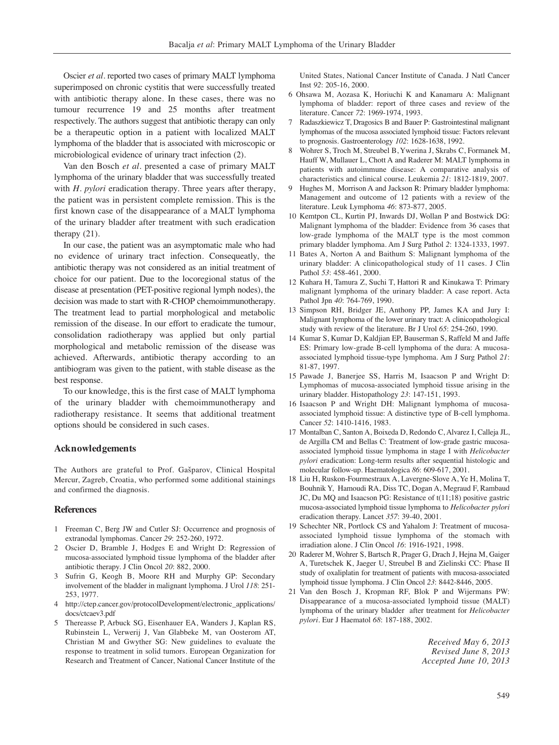Oscier *et al*. reported two cases of primary MALT lymphoma superimposed on chronic cystitis that were successfully treated with antibiotic therapy alone. In these cases, there was no tumour recurrence 19 and 25 months after treatment respectively. The authors suggest that antibiotic therapy can only be a therapeutic option in a patient with localized MALT lymphoma of the bladder that is associated with microscopic or microbiological evidence of urinary tract infection (2).

Van den Bosch *et al*. presented a case of primary MALT lymphoma of the urinary bladder that was successfully treated with *H. pylori* eradication therapy. Three years after therapy, the patient was in persistent complete remission. This is the first known case of the disappearance of a MALT lymphoma of the urinary bladder after treatment with such eradication therapy (21).

In our case, the patient was an asymptomatic male who had no evidence of urinary tract infection. Consequeatly, the antibiotic therapy was not considered as an initial treatment of choice for our patient. Due to the locoregional status of the disease at presentation (PET-positive regional lymph nodes), the decision was made to start with R-CHOP chemoimmunotherapy. The treatment lead to partial morphological and metabolic remission of the disease. In our effort to eradicate the tumour, consolidation radiotherapy was applied but only partial morphological and metabolic remission of the disease was achieved. Afterwards, antibiotic therapy according to an antibiogram was given to the patient, with stable disease as the best response.

To our knowledge, this is the first case of MALT lymphoma of the urinary bladder with chemoimmunotherapy and radiotherapy resistance. It seems that additional treatment options should be considered in such cases.

## Acknowledgements

The Authors are grateful to Prof. Gašparov, Clinical Hospital Mercur, Zagreb, Croatia, who performed some additional stainings and confirmed the diagnosis.

## References

1. Freeman C, Berg JW and Cutler SJ: Occurrence and prognosis of extranodal lymphomas. Cancer *29*: 252-260, 1972.
2. Oscier D, Bramble J, Hodges E and Wright D: Regression of mucosa-associated lymphoid tissue lymphoma of the bladder after antibiotic therapy. J Clin Oncol *20*: 882, 2000.
3. Sufrin G, Keogh B, Moore RH and Murphy GP: Secondary involvement of the bladder in malignant lymphoma. J Urol *118*: 251-253, 1977.
4. http://ctep.cancer.gov/protocolDevelopment/electronic_applications/docs/ctcaev3.pdf
5. Thereasse P, Arbuck SG, Eisenhauer EA, Wanders J, Kaplan RS, Rubinstein L, Verwerij J, Van Glabbeke M, van Oosterom AT, Christian M and Gwyther SG: New guidelines to evaluate the response to treatment in solid tumors. European Organization for Research and Treatment of Cancer, National Cancer Institute of the United States, National Cancer Institute of Canada. J Natl Cancer Inst *92*: 205-16, 2000.
6. Ohsawa M, Aozasa K, Horiuchi K and Kanamaru A: Malignant lymphoma of bladder: report of three cases and review of the literature. Cancer *72*: 1969-1974, 1993.
7. Radaszkiewicz T, Dragosics B and Bauer P: Gastrointestinal malignant lymphomas of the mucosa associated lymphoid tissue: Factors relevant to prognosis. Gastroenterology *102*: 1628-1638, 1992.
8. Wohrer S, Troch M, Streubel B, Ywerina J, Skrabs C, Formanek M, Hauff W, Mullauer L, Chott A and Raderer M: MALT lymphoma in patients with autoimmune disease: A comparative analysis of characteristics and clinical course. Leukemia *21*: 1812-1819, 2007.
9. Hughes M, Morrison A and Jackson R: Primary bladder lymphoma: Management and outcome of 12 patients with a review of the literature. Leuk Lymphoma *46*: 873-877, 2005.
10. Kemtpon CL, Kurtin PJ, Inwards DJ, Wollan P and Bostwick DG: Malignant lymphoma of the bladder: Evidence from 36 cases that low-grade lymphoma of the MALT type is the most common primary bladder lymphoma. Am J Surg Pathol *2*: 1324-1333, 1997.
11. Bates A, Norton A and Baithum S: Malignant lymphoma of the urinary bladder: A clinicopathological study of 11 cases. J Clin Pathol *53*: 458-461, 2000.
12. Kuhara H, Tamura Z, Suchi T, Hattori R and Kinukawa T: Primary malignant lymphoma of the urinary bladder: A case report. Acta Pathol Jpn *40*: 764-769, 1990.
13. Simpson RH, Bridger JE, Anthony PP, James KA and Jury I: Malignant lymphoma of the lower urinary tract: A clinicopathological study with review of the literature. Br J Urol *65*: 254-260, 1990.
14. Kumar S, Kumar D, Kaldjian EP, Bauserman S, Raffeld M and Jaffe ES: Primary low-grade B-cell lymphoma of the dura: A mucosa-associated lymphoid tissue-type lymphoma. Am J Surg Pathol *21*: 81-87, 1997.
15. Pawade J, Banerjee SS, Harris M, Isaacson P and Wright D: Lymphomas of mucosa-associated lymphoid tissue arising in the urinary bladder. Histopathology *23*: 147-151, 1993.
16. Isaacson P and Wright DH: Malignant lymphoma of mucosa-associated lymphoid tissue: A distinctive type of B-cell lymphoma. Cancer *52*: 1410-1416, 1983.
17. Montalban C, Santon A, Boixeda D, Redondo C, Alvarez I, Calleja JL, de Argilla CM and Bellas C: Treatment of low-grade gastric mucosa-associated lymphoid tissue lymphoma in stage I with *Helicobacter pylori* eradication: Long-term results after sequential histologic and molecular follow-up. Haematologica *86*: 609-617, 2001.
18. Liu H, Ruskon-Fourmestraux A, Lavergne-Slove A, Ye H, Molina T, Bouhnik Y, Hamoudi RA, Diss TC, Dogan A, Megraud F, Rambaud JC, Du MQ and Isaacson PG: Resistance of t(11;18) positive gastric mucosa-associated lymphoid tissue lymphoma to *Helicobacter pylori* eradication therapy. Lancet *357*: 39-40, 2001.
19. Schechter NR, Portlock CS and Yahalom J: Treatment of mucosa-associated lymphoid tissue lymphoma of the stomach with irradiation alone. J Clin Oncol *16*: 1916-1921, 1998.
20. Raderer M, Wohrer S, Bartsch R, Prager G, Drach J, Hejna M, Gaiger A, Turetschek K, Jaeger U, Streubel B and Zielinski CC: Phase II study of oxaliplatin for treatment of patients with mucosa-associated lymphoid tissue lymphoma. J Clin Oncol *23*: 8442-8446, 2005.
21. Van den Bosch J, Kropman RF, Blok P and Wijermans PW: Disappearance of a mucosa-associated lymphoid tissue (MALT) lymphoma of the urinary bladder after treatment for *Helicobacter pylori*. Eur J Haematol *68*: 187-188, 2002.

*Received May 6, 2013*
*Revised June 8, 2013*
*Accepted June 10, 2013*